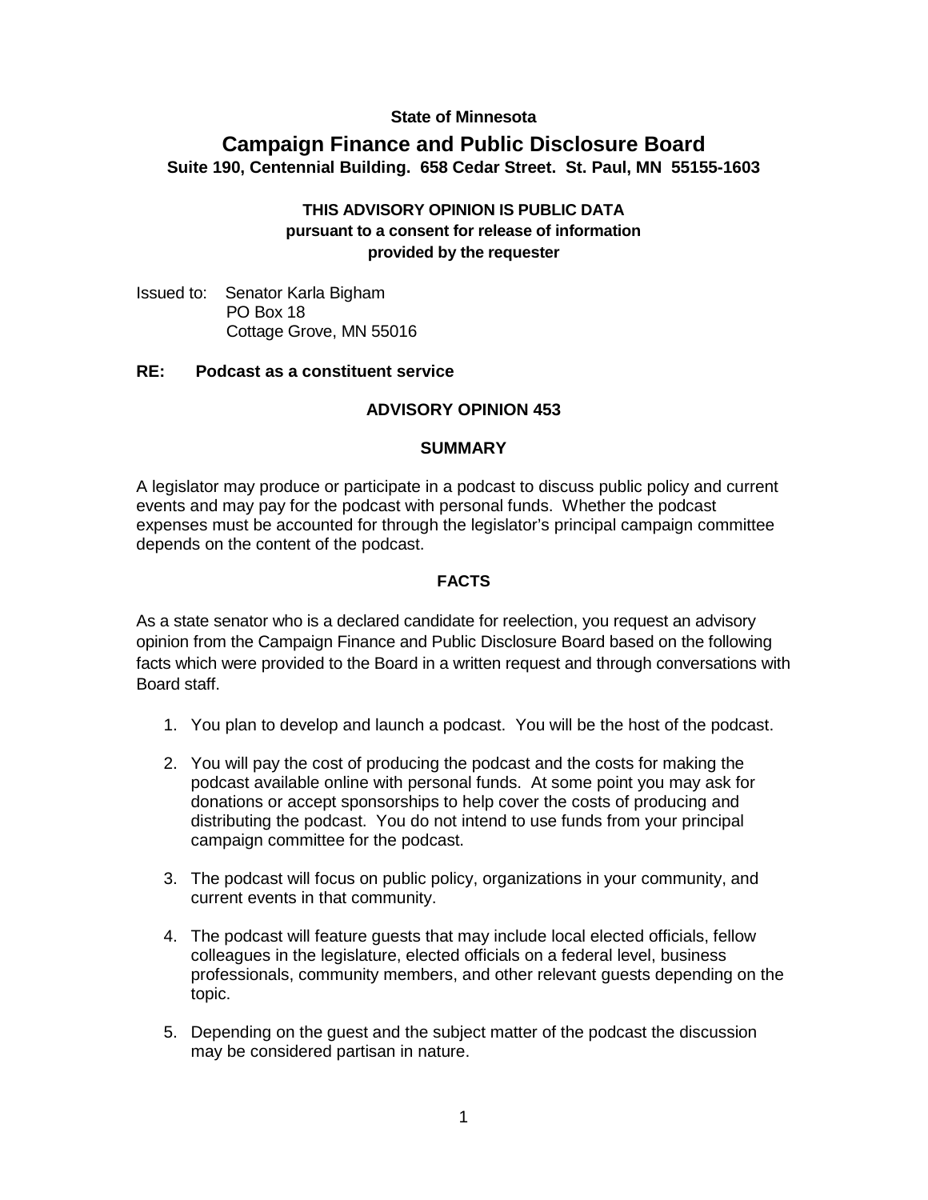**State of Minnesota**

# Campaign Finance and Public Disclosure Board

**Suite 190, Centennial Building. 658 Cedar Street. St. Paul, MN 55155-1603**

**THIS ADVISORY OPINION IS PUBLIC DATA**
**pursuant to a consent for release of information**
**provided by the requester**

Issued to: Senator Karla Bigham
PO Box 18
Cottage Grove, MN 55016

**RE: Podcast as a constituent service**

## ADVISORY OPINION 453

### SUMMARY

A legislator may produce or participate in a podcast to discuss public policy and current events and may pay for the podcast with personal funds. Whether the podcast expenses must be accounted for through the legislator's principal campaign committee depends on the content of the podcast.

### FACTS

As a state senator who is a declared candidate for reelection, you request an advisory opinion from the Campaign Finance and Public Disclosure Board based on the following facts which were provided to the Board in a written request and through conversations with Board staff.

1. You plan to develop and launch a podcast. You will be the host of the podcast.
2. You will pay the cost of producing the podcast and the costs for making the podcast available online with personal funds. At some point you may ask for donations or accept sponsorships to help cover the costs of producing and distributing the podcast. You do not intend to use funds from your principal campaign committee for the podcast.
3. The podcast will focus on public policy, organizations in your community, and current events in that community.
4. The podcast will feature guests that may include local elected officials, fellow colleagues in the legislature, elected officials on a federal level, business professionals, community members, and other relevant guests depending on the topic.
5. Depending on the guest and the subject matter of the podcast the discussion may be considered partisan in nature.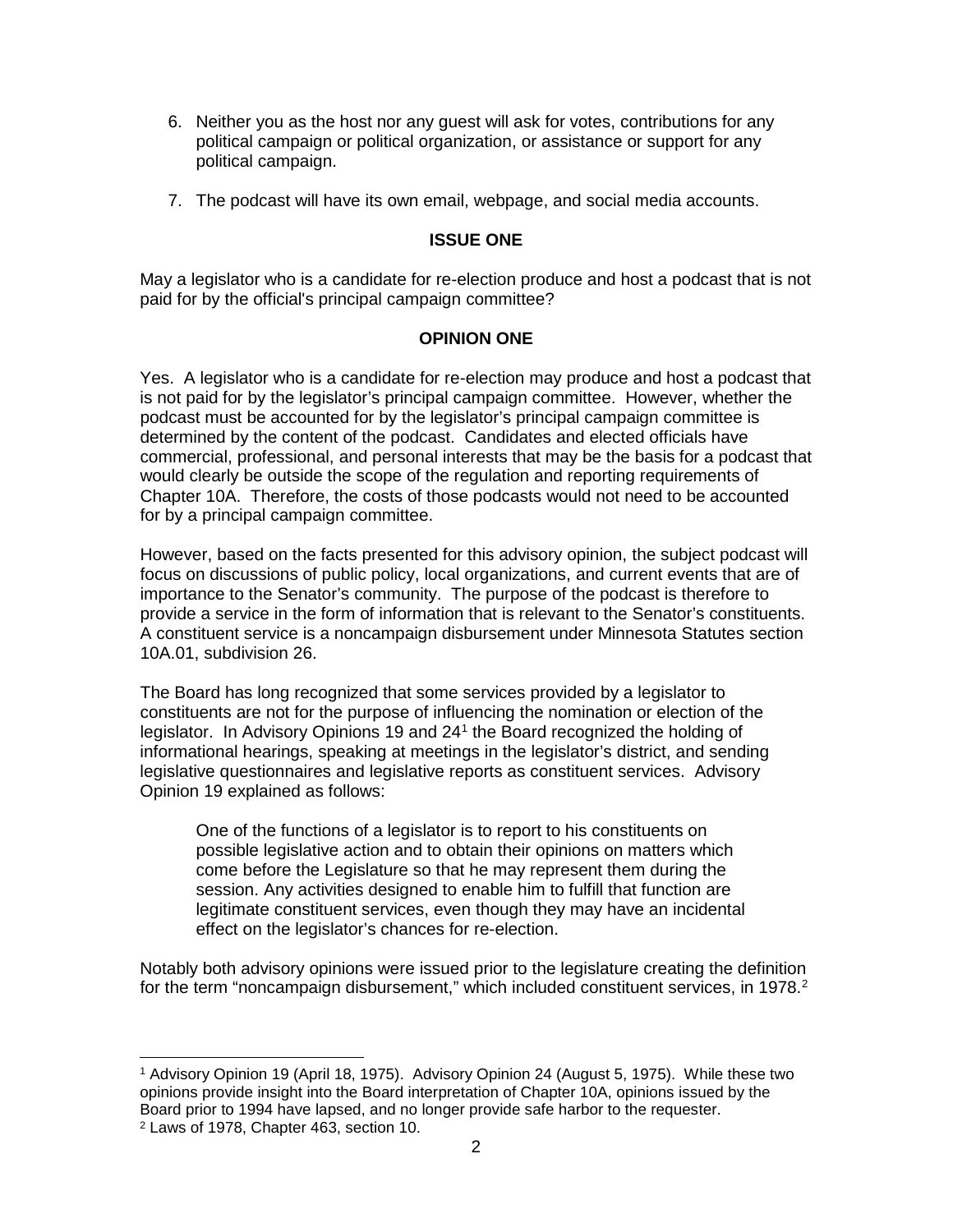6. Neither you as the host nor any guest will ask for votes, contributions for any political campaign or political organization, or assistance or support for any political campaign.

7. The podcast will have its own email, webpage, and social media accounts.

## ISSUE ONE

May a legislator who is a candidate for re-election produce and host a podcast that is not paid for by the official's principal campaign committee?

## OPINION ONE

Yes. A legislator who is a candidate for re-election may produce and host a podcast that is not paid for by the legislator's principal campaign committee. However, whether the podcast must be accounted for by the legislator's principal campaign committee is determined by the content of the podcast. Candidates and elected officials have commercial, professional, and personal interests that may be the basis for a podcast that would clearly be outside the scope of the regulation and reporting requirements of Chapter 10A. Therefore, the costs of those podcasts would not need to be accounted for by a principal campaign committee.

However, based on the facts presented for this advisory opinion, the subject podcast will focus on discussions of public policy, local organizations, and current events that are of importance to the Senator's community. The purpose of the podcast is therefore to provide a service in the form of information that is relevant to the Senator's constituents. A constituent service is a noncampaign disbursement under Minnesota Statutes section 10A.01, subdivision 26.

The Board has long recognized that some services provided by a legislator to constituents are not for the purpose of influencing the nomination or election of the legislator. In Advisory Opinions 19 and 24[1] the Board recognized the holding of informational hearings, speaking at meetings in the legislator's district, and sending legislative questionnaires and legislative reports as constituent services. Advisory Opinion 19 explained as follows:

> One of the functions of a legislator is to report to his constituents on possible legislative action and to obtain their opinions on matters which come before the Legislature so that he may represent them during the session. Any activities designed to enable him to fulfill that function are legitimate constituent services, even though they may have an incidental effect on the legislator's chances for re-election.

Notably both advisory opinions were issued prior to the legislature creating the definition for the term "noncampaign disbursement," which included constituent services, in 1978.[2]

---

[1] Advisory Opinion 19 (April 18, 1975). Advisory Opinion 24 (August 5, 1975). While these two opinions provide insight into the Board interpretation of Chapter 10A, opinions issued by the Board prior to 1994 have lapsed, and no longer provide safe harbor to the requester.

[2] Laws of 1978, Chapter 463, section 10.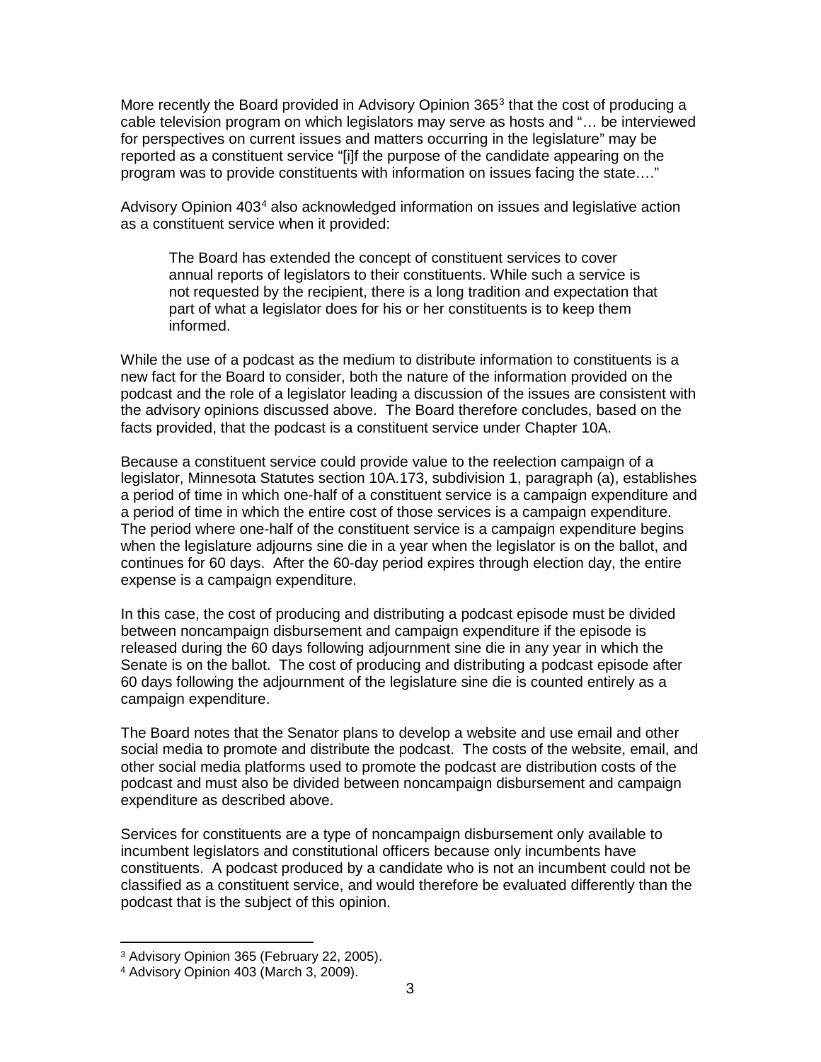More recently the Board provided in Advisory Opinion 365[3] that the cost of producing a cable television program on which legislators may serve as hosts and "… be interviewed for perspectives on current issues and matters occurring in the legislature" may be reported as a constituent service "[i]f the purpose of the candidate appearing on the program was to provide constituents with information on issues facing the state…."

Advisory Opinion 403[4] also acknowledged information on issues and legislative action as a constituent service when it provided:

> The Board has extended the concept of constituent services to cover annual reports of legislators to their constituents. While such a service is not requested by the recipient, there is a long tradition and expectation that part of what a legislator does for his or her constituents is to keep them informed.

While the use of a podcast as the medium to distribute information to constituents is a new fact for the Board to consider, both the nature of the information provided on the podcast and the role of a legislator leading a discussion of the issues are consistent with the advisory opinions discussed above. The Board therefore concludes, based on the facts provided, that the podcast is a constituent service under Chapter 10A.

Because a constituent service could provide value to the reelection campaign of a legislator, Minnesota Statutes section 10A.173, subdivision 1, paragraph (a), establishes a period of time in which one-half of a constituent service is a campaign expenditure and a period of time in which the entire cost of those services is a campaign expenditure. The period where one-half of the constituent service is a campaign expenditure begins when the legislature adjourns sine die in a year when the legislator is on the ballot, and continues for 60 days. After the 60-day period expires through election day, the entire expense is a campaign expenditure.

In this case, the cost of producing and distributing a podcast episode must be divided between noncampaign disbursement and campaign expenditure if the episode is released during the 60 days following adjournment sine die in any year in which the Senate is on the ballot. The cost of producing and distributing a podcast episode after 60 days following the adjournment of the legislature sine die is counted entirely as a campaign expenditure.

The Board notes that the Senator plans to develop a website and use email and other social media to promote and distribute the podcast. The costs of the website, email, and other social media platforms used to promote the podcast are distribution costs of the podcast and must also be divided between noncampaign disbursement and campaign expenditure as described above.

Services for constituents are a type of noncampaign disbursement only available to incumbent legislators and constitutional officers because only incumbents have constituents. A podcast produced by a candidate who is not an incumbent could not be classified as a constituent service, and would therefore be evaluated differently than the podcast that is the subject of this opinion.

---

[3] Advisory Opinion 365 (February 22, 2005).

[4] Advisory Opinion 403 (March 3, 2009).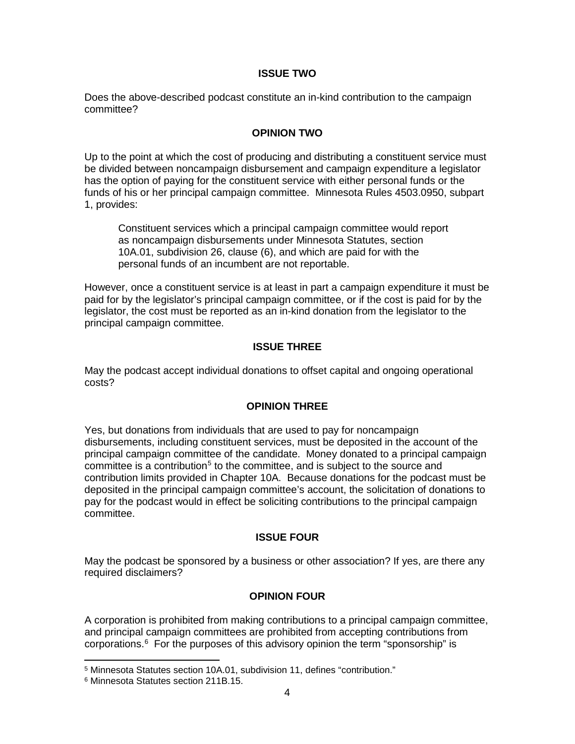**ISSUE TWO**

Does the above-described podcast constitute an in-kind contribution to the campaign committee?

**OPINION TWO**

Up to the point at which the cost of producing and distributing a constituent service must be divided between noncampaign disbursement and campaign expenditure a legislator has the option of paying for the constituent service with either personal funds or the funds of his or her principal campaign committee. Minnesota Rules 4503.0950, subpart 1, provides:

> Constituent services which a principal campaign committee would report as noncampaign disbursements under Minnesota Statutes, section 10A.01, subdivision 26, clause (6), and which are paid for with the personal funds of an incumbent are not reportable.

However, once a constituent service is at least in part a campaign expenditure it must be paid for by the legislator's principal campaign committee, or if the cost is paid for by the legislator, the cost must be reported as an in-kind donation from the legislator to the principal campaign committee.

**ISSUE THREE**

May the podcast accept individual donations to offset capital and ongoing operational costs?

**OPINION THREE**

Yes, but donations from individuals that are used to pay for noncampaign disbursements, including constituent services, must be deposited in the account of the principal campaign committee of the candidate. Money donated to a principal campaign committee is a contribution[5] to the committee, and is subject to the source and contribution limits provided in Chapter 10A. Because donations for the podcast must be deposited in the principal campaign committee's account, the solicitation of donations to pay for the podcast would in effect be soliciting contributions to the principal campaign committee.

**ISSUE FOUR**

May the podcast be sponsored by a business or other association? If yes, are there any required disclaimers?

**OPINION FOUR**

A corporation is prohibited from making contributions to a principal campaign committee, and principal campaign committees are prohibited from accepting contributions from corporations.[6] For the purposes of this advisory opinion the term "sponsorship" is

---

[5] Minnesota Statutes section 10A.01, subdivision 11, defines "contribution."

[6] Minnesota Statutes section 211B.15.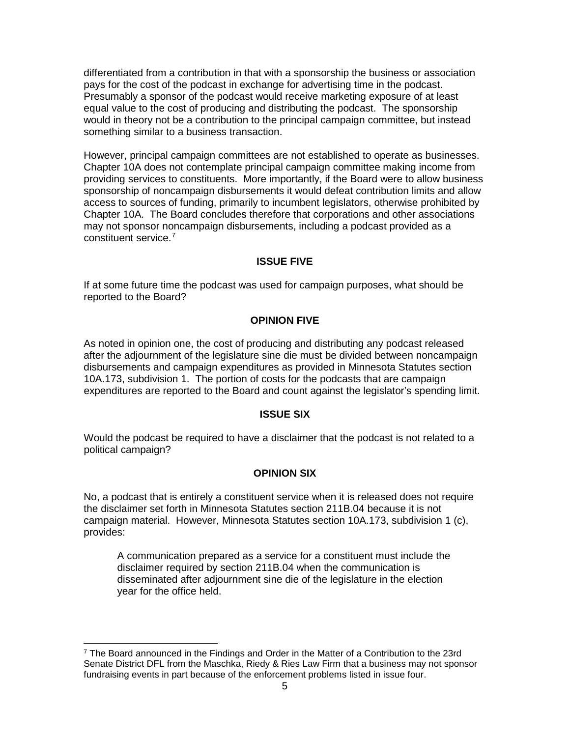differentiated from a contribution in that with a sponsorship the business or association pays for the cost of the podcast in exchange for advertising time in the podcast. Presumably a sponsor of the podcast would receive marketing exposure of at least equal value to the cost of producing and distributing the podcast. The sponsorship would in theory not be a contribution to the principal campaign committee, but instead something similar to a business transaction.

However, principal campaign committees are not established to operate as businesses. Chapter 10A does not contemplate principal campaign committee making income from providing services to constituents. More importantly, if the Board were to allow business sponsorship of noncampaign disbursements it would defeat contribution limits and allow access to sources of funding, primarily to incumbent legislators, otherwise prohibited by Chapter 10A. The Board concludes therefore that corporations and other associations may not sponsor noncampaign disbursements, including a podcast provided as a constituent service.[7]

**ISSUE FIVE**

If at some future time the podcast was used for campaign purposes, what should be reported to the Board?

**OPINION FIVE**

As noted in opinion one, the cost of producing and distributing any podcast released after the adjournment of the legislature sine die must be divided between noncampaign disbursements and campaign expenditures as provided in Minnesota Statutes section 10A.173, subdivision 1. The portion of costs for the podcasts that are campaign expenditures are reported to the Board and count against the legislator's spending limit.

**ISSUE SIX**

Would the podcast be required to have a disclaimer that the podcast is not related to a political campaign?

**OPINION SIX**

No, a podcast that is entirely a constituent service when it is released does not require the disclaimer set forth in Minnesota Statutes section 211B.04 because it is not campaign material. However, Minnesota Statutes section 10A.173, subdivision 1 (c), provides:

> A communication prepared as a service for a constituent must include the disclaimer required by section 211B.04 when the communication is disseminated after adjournment sine die of the legislature in the election year for the office held.

[7] The Board announced in the Findings and Order in the Matter of a Contribution to the 23rd Senate District DFL from the Maschka, Riedy & Ries Law Firm that a business may not sponsor fundraising events in part because of the enforcement problems listed in issue four.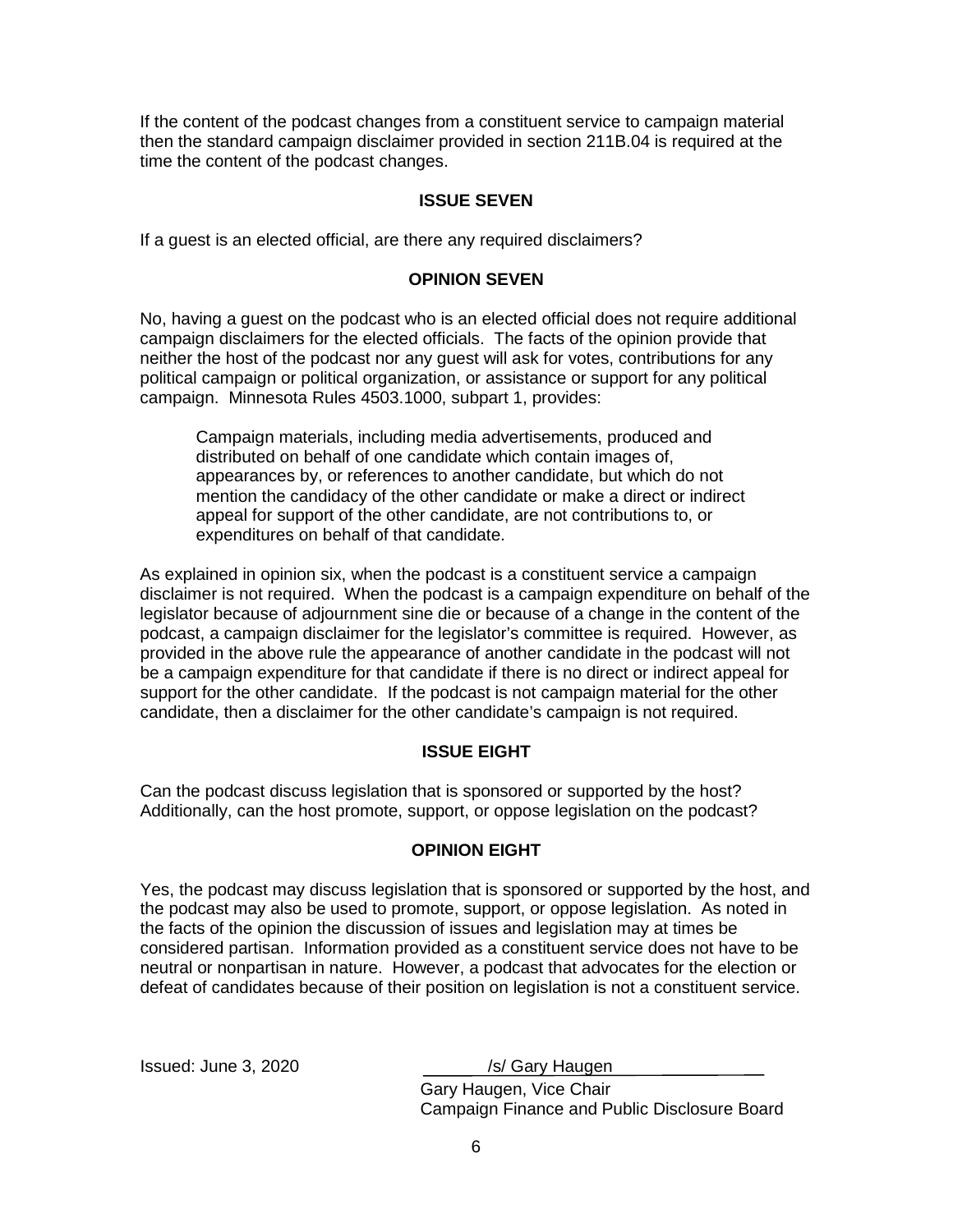If the content of the podcast changes from a constituent service to campaign material then the standard campaign disclaimer provided in section 211B.04 is required at the time the content of the podcast changes.

### ISSUE SEVEN

If a guest is an elected official, are there any required disclaimers?

### OPINION SEVEN

No, having a guest on the podcast who is an elected official does not require additional campaign disclaimers for the elected officials. The facts of the opinion provide that neither the host of the podcast nor any guest will ask for votes, contributions for any political campaign or political organization, or assistance or support for any political campaign. Minnesota Rules 4503.1000, subpart 1, provides:

> Campaign materials, including media advertisements, produced and distributed on behalf of one candidate which contain images of, appearances by, or references to another candidate, but which do not mention the candidacy of the other candidate or make a direct or indirect appeal for support of the other candidate, are not contributions to, or expenditures on behalf of that candidate.

As explained in opinion six, when the podcast is a constituent service a campaign disclaimer is not required. When the podcast is a campaign expenditure on behalf of the legislator because of adjournment sine die or because of a change in the content of the podcast, a campaign disclaimer for the legislator's committee is required. However, as provided in the above rule the appearance of another candidate in the podcast will not be a campaign expenditure for that candidate if there is no direct or indirect appeal for support for the other candidate. If the podcast is not campaign material for the other candidate, then a disclaimer for the other candidate's campaign is not required.

### ISSUE EIGHT

Can the podcast discuss legislation that is sponsored or supported by the host? Additionally, can the host promote, support, or oppose legislation on the podcast?

### OPINION EIGHT

Yes, the podcast may discuss legislation that is sponsored or supported by the host, and the podcast may also be used to promote, support, or oppose legislation. As noted in the facts of the opinion the discussion of issues and legislation may at times be considered partisan. Information provided as a constituent service does not have to be neutral or nonpartisan in nature. However, a podcast that advocates for the election or defeat of candidates because of their position on legislation is not a constituent service.

Issued: June 3, 2020

/s/ Gary Haugen
Gary Haugen, Vice Chair
Campaign Finance and Public Disclosure Board